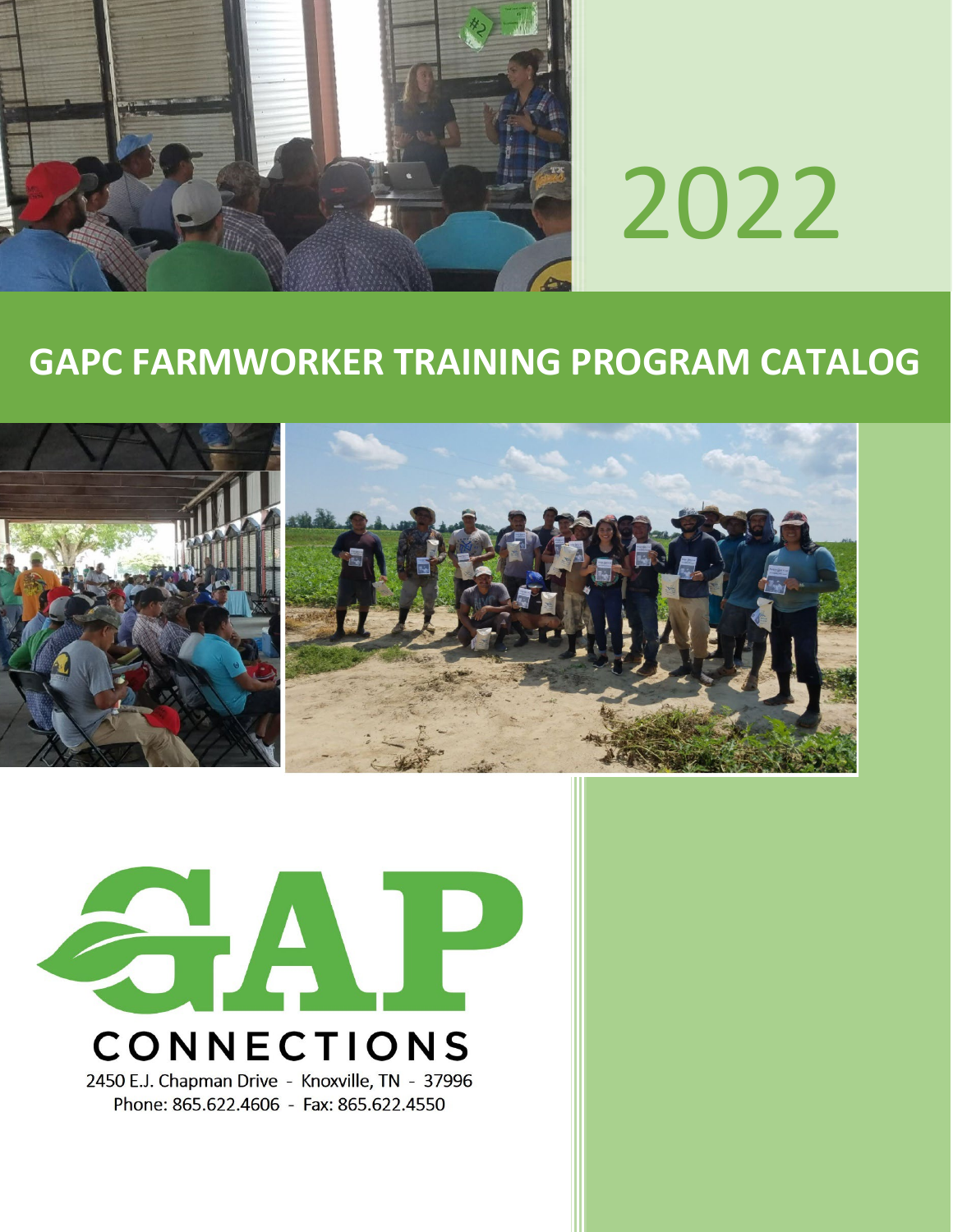2022

# GAPC FARMWORKER TRAINING PROGRAM CATALOG

GAP CONNECTIONS

2450 E.J. Chapman Drive - Knoxville, TN - 37996

Phone: 865.622.4606 - Fax: 865.622.4550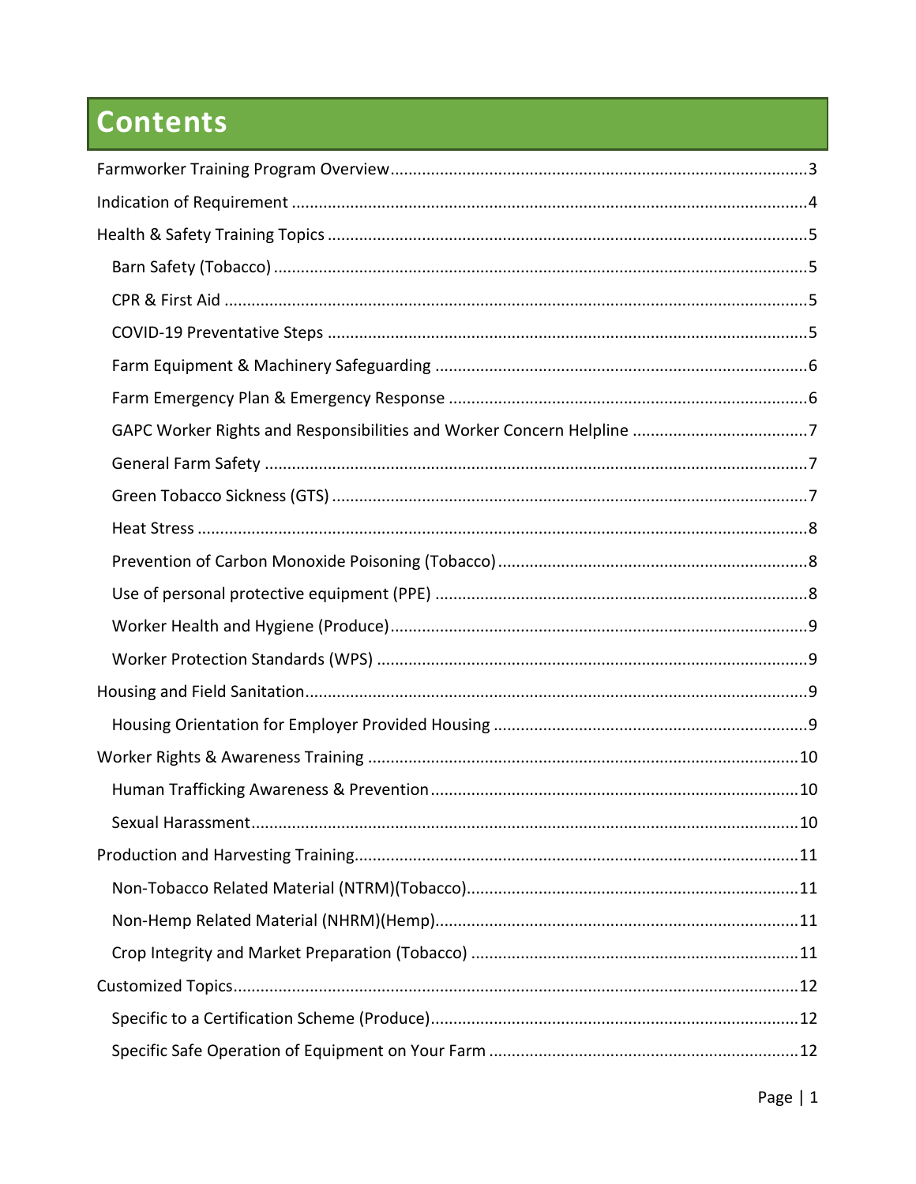# Contents

- Farmworker Training Program Overview....3
- Indication of Requirement....4
- Health & Safety Training Topics....5
  - Barn Safety (Tobacco)....5
  - CPR & First Aid....5
  - COVID-19 Preventative Steps....5
  - Farm Equipment & Machinery Safeguarding....6
  - Farm Emergency Plan & Emergency Response....6
  - GAPC Worker Rights and Responsibilities and Worker Concern Helpline....7
  - General Farm Safety....7
  - Green Tobacco Sickness (GTS)....7
  - Heat Stress....8
  - Prevention of Carbon Monoxide Poisoning (Tobacco)....8
  - Use of personal protective equipment (PPE)....8
  - Worker Health and Hygiene (Produce)....9
  - Worker Protection Standards (WPS)....9
- Housing and Field Sanitation....9
  - Housing Orientation for Employer Provided Housing....9
- Worker Rights & Awareness Training....10
  - Human Trafficking Awareness & Prevention....10
  - Sexual Harassment....10
- Production and Harvesting Training....11
  - Non-Tobacco Related Material (NTRM)(Tobacco)....11
  - Non-Hemp Related Material (NHRM)(Hemp)....11
  - Crop Integrity and Market Preparation (Tobacco)....11
- Customized Topics....12
  - Specific to a Certification Scheme (Produce)....12
  - Specific Safe Operation of Equipment on Your Farm....12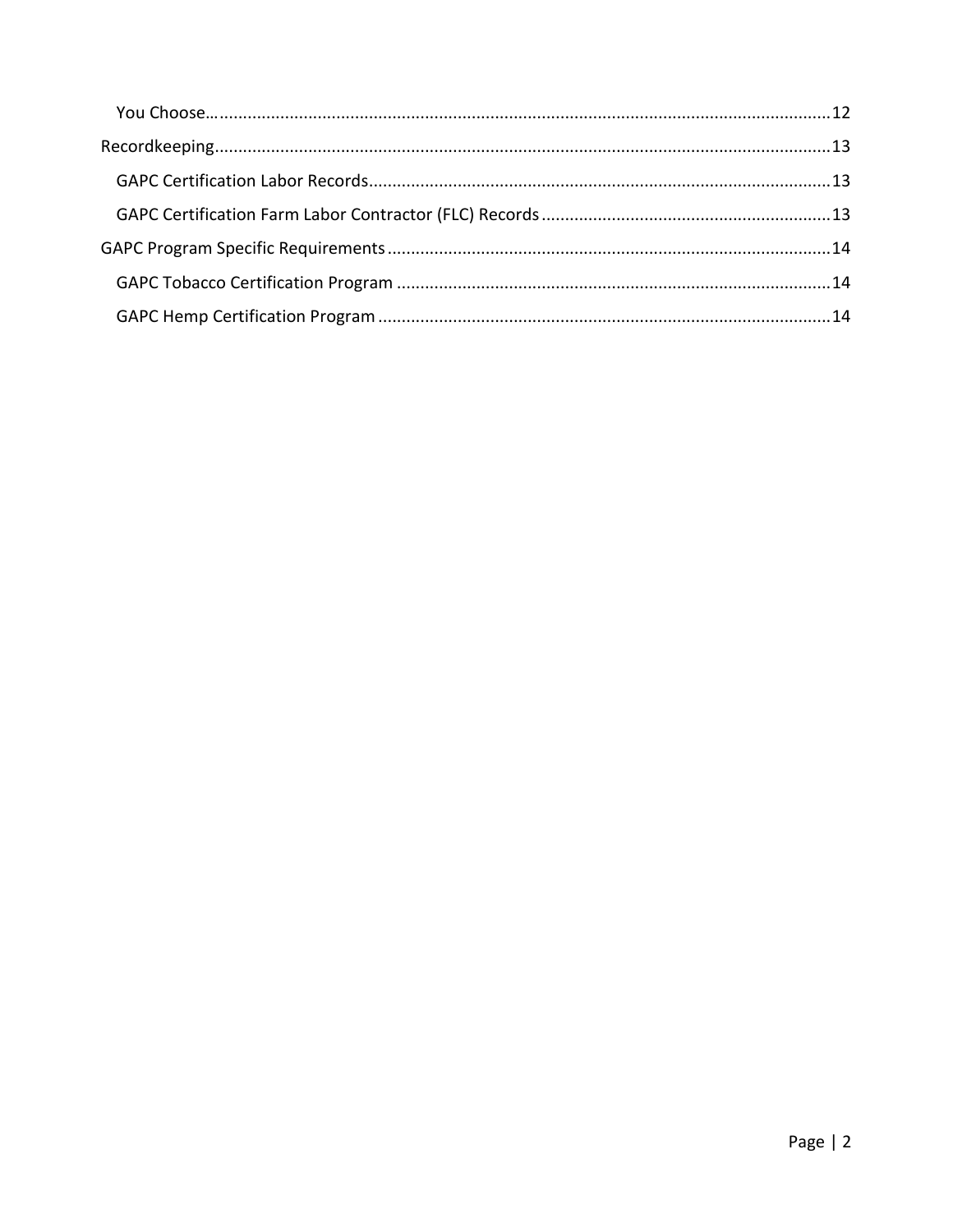- You Choose… 12
- Recordkeeping 13
  - GAPC Certification Labor Records 13
  - GAPC Certification Farm Labor Contractor (FLC) Records 13
- GAPC Program Specific Requirements 14
  - GAPC Tobacco Certification Program 14
  - GAPC Hemp Certification Program 14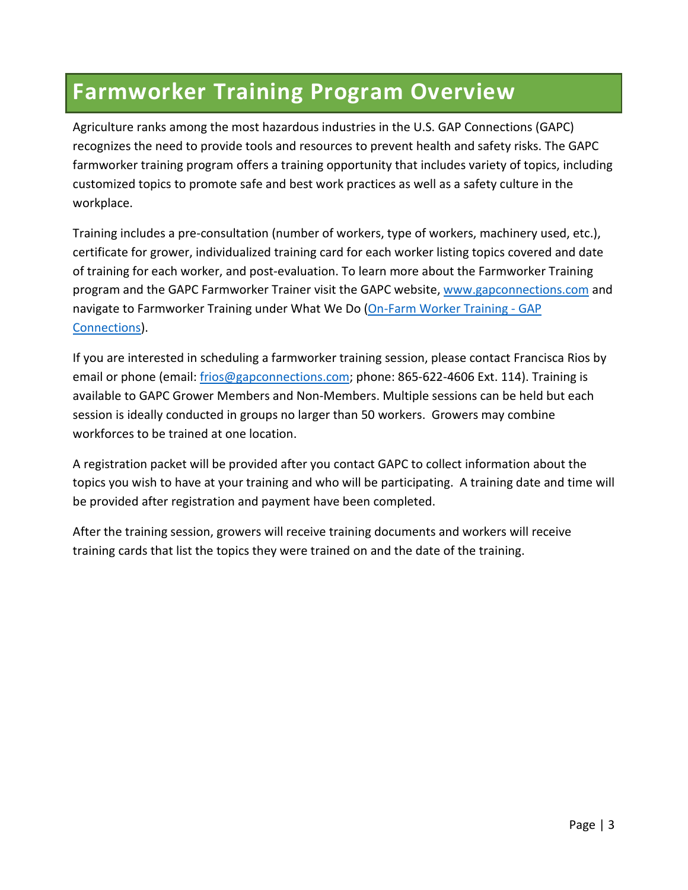# Farmworker Training Program Overview

Agriculture ranks among the most hazardous industries in the U.S. GAP Connections (GAPC) recognizes the need to provide tools and resources to prevent health and safety risks. The GAPC farmworker training program offers a training opportunity that includes variety of topics, including customized topics to promote safe and best work practices as well as a safety culture in the workplace.

Training includes a pre-consultation (number of workers, type of workers, machinery used, etc.), certificate for grower, individualized training card for each worker listing topics covered and date of training for each worker, and post-evaluation. To learn more about the Farmworker Training program and the GAPC Farmworker Trainer visit the GAPC website, [www.gapconnections.com](www.gapconnections.com) and navigate to Farmworker Training under What We Do ([On-Farm Worker Training - GAP Connections]()).

If you are interested in scheduling a farmworker training session, please contact Francisca Rios by email or phone (email: [frios@gapconnections.com](mailto:frios@gapconnections.com); phone: 865-622-4606 Ext. 114). Training is available to GAPC Grower Members and Non-Members. Multiple sessions can be held but each session is ideally conducted in groups no larger than 50 workers. Growers may combine workforces to be trained at one location.

A registration packet will be provided after you contact GAPC to collect information about the topics you wish to have at your training and who will be participating. A training date and time will be provided after registration and payment have been completed.

After the training session, growers will receive training documents and workers will receive training cards that list the topics they were trained on and the date of the training.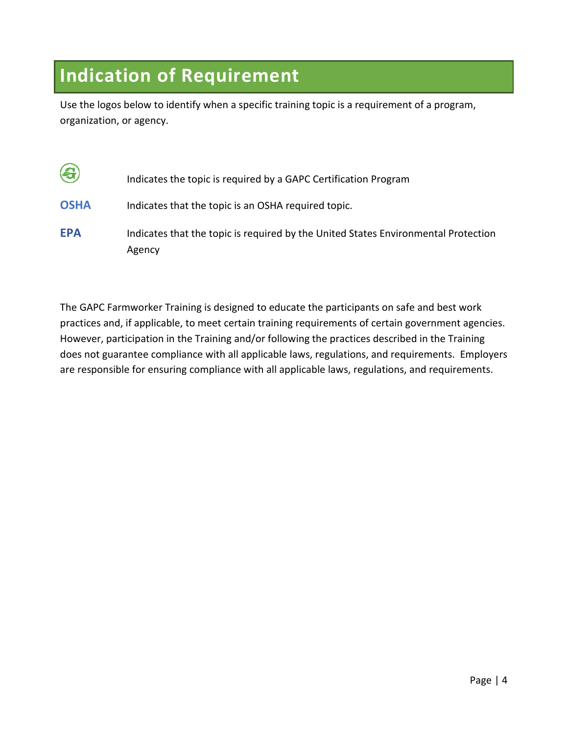# Indication of Requirement

Use the logos below to identify when a specific training topic is a requirement of a program, organization, or agency.

| | |
|---|---|
| | Indicates the topic is required by a GAPC Certification Program |
| **OSHA** | Indicates that the topic is an OSHA required topic. |
| **EPA** | Indicates that the topic is required by the United States Environmental Protection Agency |

The GAPC Farmworker Training is designed to educate the participants on safe and best work practices and, if applicable, to meet certain training requirements of certain government agencies. However, participation in the Training and/or following the practices described in the Training does not guarantee compliance with all applicable laws, regulations, and requirements. Employers are responsible for ensuring compliance with all applicable laws, regulations, and requirements.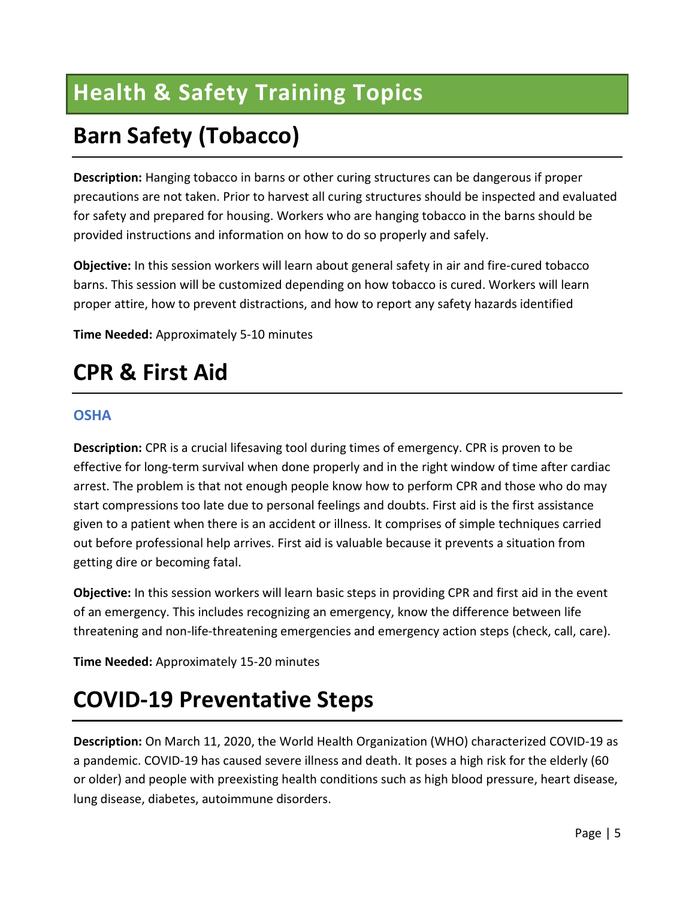# Health & Safety Training Topics

## Barn Safety (Tobacco)

**Description:** Hanging tobacco in barns or other curing structures can be dangerous if proper precautions are not taken. Prior to harvest all curing structures should be inspected and evaluated for safety and prepared for housing. Workers who are hanging tobacco in the barns should be provided instructions and information on how to do so properly and safely.

**Objective:** In this session workers will learn about general safety in air and fire-cured tobacco barns. This session will be customized depending on how tobacco is cured. Workers will learn proper attire, how to prevent distractions, and how to report any safety hazards identified

**Time Needed:** Approximately 5-10 minutes

## CPR & First Aid

### OSHA

**Description:** CPR is a crucial lifesaving tool during times of emergency. CPR is proven to be effective for long-term survival when done properly and in the right window of time after cardiac arrest. The problem is that not enough people know how to perform CPR and those who do may start compressions too late due to personal feelings and doubts. First aid is the first assistance given to a patient when there is an accident or illness. It comprises of simple techniques carried out before professional help arrives. First aid is valuable because it prevents a situation from getting dire or becoming fatal.

**Objective:** In this session workers will learn basic steps in providing CPR and first aid in the event of an emergency. This includes recognizing an emergency, know the difference between life threatening and non-life-threatening emergencies and emergency action steps (check, call, care).

**Time Needed:** Approximately 15-20 minutes

## COVID-19 Preventative Steps

**Description:** On March 11, 2020, the World Health Organization (WHO) characterized COVID-19 as a pandemic. COVID-19 has caused severe illness and death. It poses a high risk for the elderly (60 or older) and people with preexisting health conditions such as high blood pressure, heart disease, lung disease, diabetes, autoimmune disorders.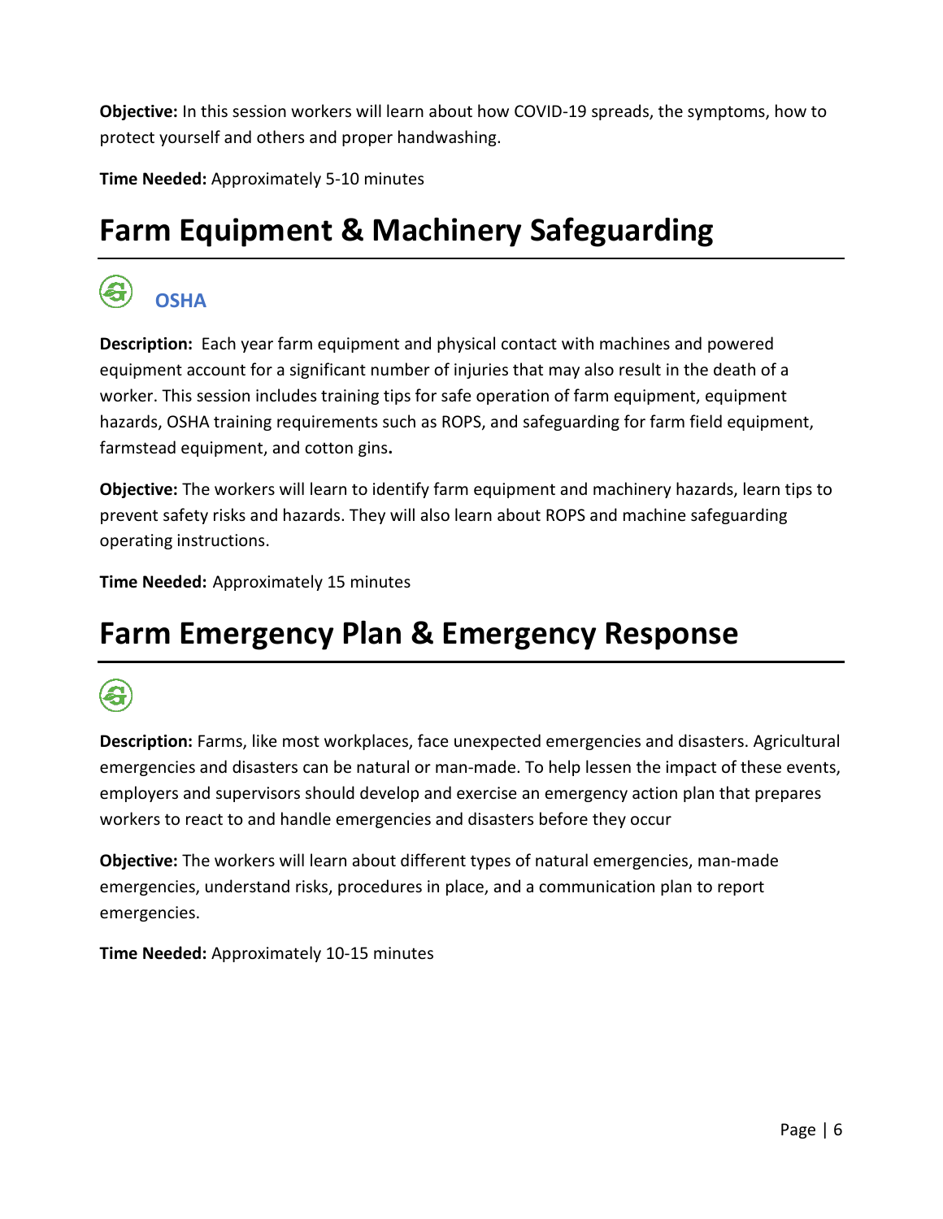**Objective:** In this session workers will learn about how COVID-19 spreads, the symptoms, how to protect yourself and others and proper handwashing.

**Time Needed:** Approximately 5-10 minutes

# Farm Equipment & Machinery Safeguarding

**OSHA**

**Description:** Each year farm equipment and physical contact with machines and powered equipment account for a significant number of injuries that may also result in the death of a worker. This session includes training tips for safe operation of farm equipment, equipment hazards, OSHA training requirements such as ROPS, and safeguarding for farm field equipment, farmstead equipment, and cotton gins**.**

**Objective:** The workers will learn to identify farm equipment and machinery hazards, learn tips to prevent safety risks and hazards. They will also learn about ROPS and machine safeguarding operating instructions.

**Time Needed:** Approximately 15 minutes

# Farm Emergency Plan & Emergency Response

**Description:** Farms, like most workplaces, face unexpected emergencies and disasters. Agricultural emergencies and disasters can be natural or man-made. To help lessen the impact of these events, employers and supervisors should develop and exercise an emergency action plan that prepares workers to react to and handle emergencies and disasters before they occur

**Objective:** The workers will learn about different types of natural emergencies, man-made emergencies, understand risks, procedures in place, and a communication plan to report emergencies.

**Time Needed:** Approximately 10-15 minutes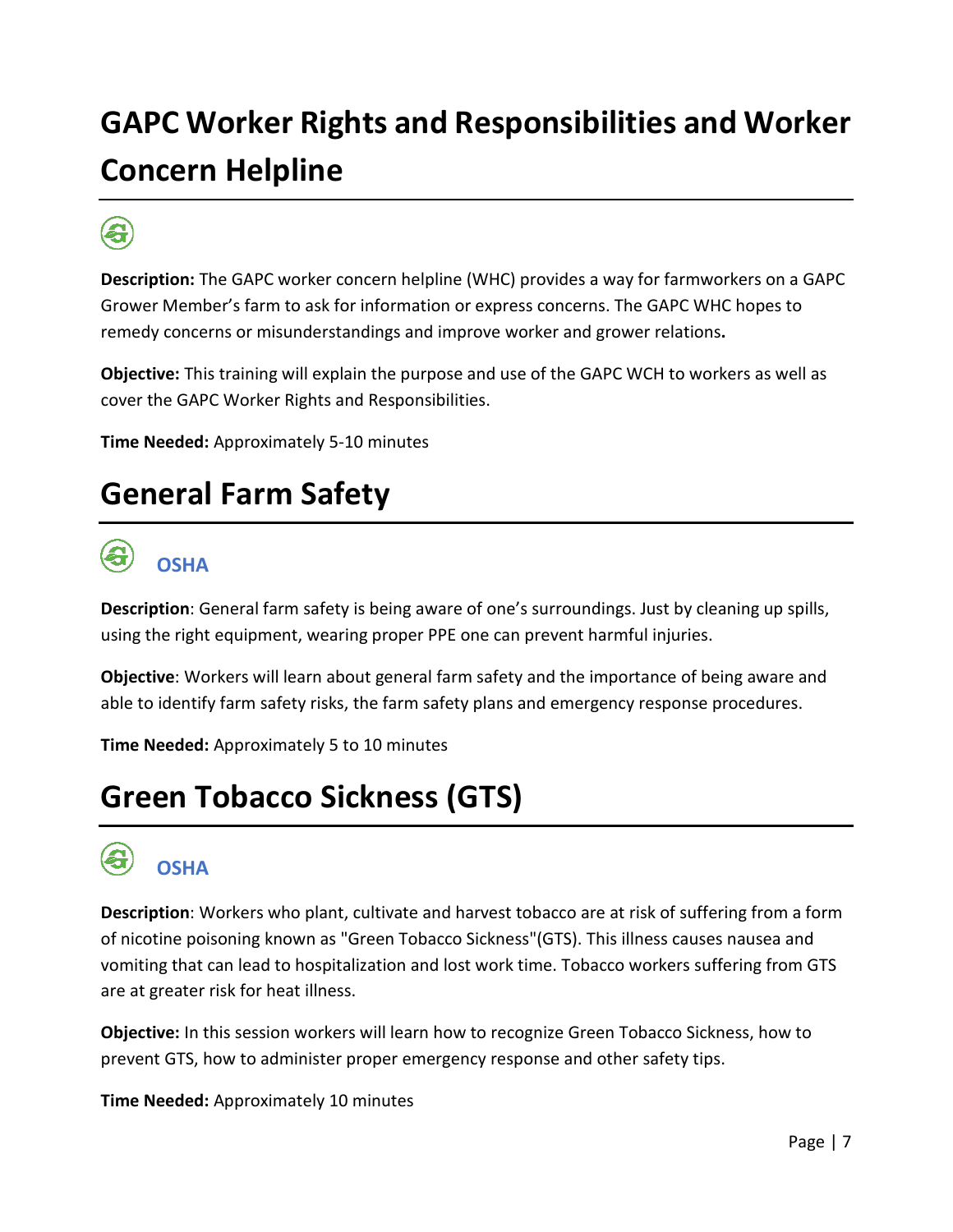# GAPC Worker Rights and Responsibilities and Worker Concern Helpline

**Description:** The GAPC worker concern helpline (WHC) provides a way for farmworkers on a GAPC Grower Member's farm to ask for information or express concerns. The GAPC WHC hopes to remedy concerns or misunderstandings and improve worker and grower relations**.**

**Objective:** This training will explain the purpose and use of the GAPC WCH to workers as well as cover the GAPC Worker Rights and Responsibilities.

**Time Needed:** Approximately 5-10 minutes

# General Farm Safety

**OSHA**

**Description**: General farm safety is being aware of one's surroundings. Just by cleaning up spills, using the right equipment, wearing proper PPE one can prevent harmful injuries.

**Objective**: Workers will learn about general farm safety and the importance of being aware and able to identify farm safety risks, the farm safety plans and emergency response procedures.

**Time Needed:** Approximately 5 to 10 minutes

# Green Tobacco Sickness (GTS)

**OSHA**

**Description**: Workers who plant, cultivate and harvest tobacco are at risk of suffering from a form of nicotine poisoning known as "Green Tobacco Sickness"(GTS). This illness causes nausea and vomiting that can lead to hospitalization and lost work time. Tobacco workers suffering from GTS are at greater risk for heat illness.

**Objective:** In this session workers will learn how to recognize Green Tobacco Sickness, how to prevent GTS, how to administer proper emergency response and other safety tips.

**Time Needed:** Approximately 10 minutes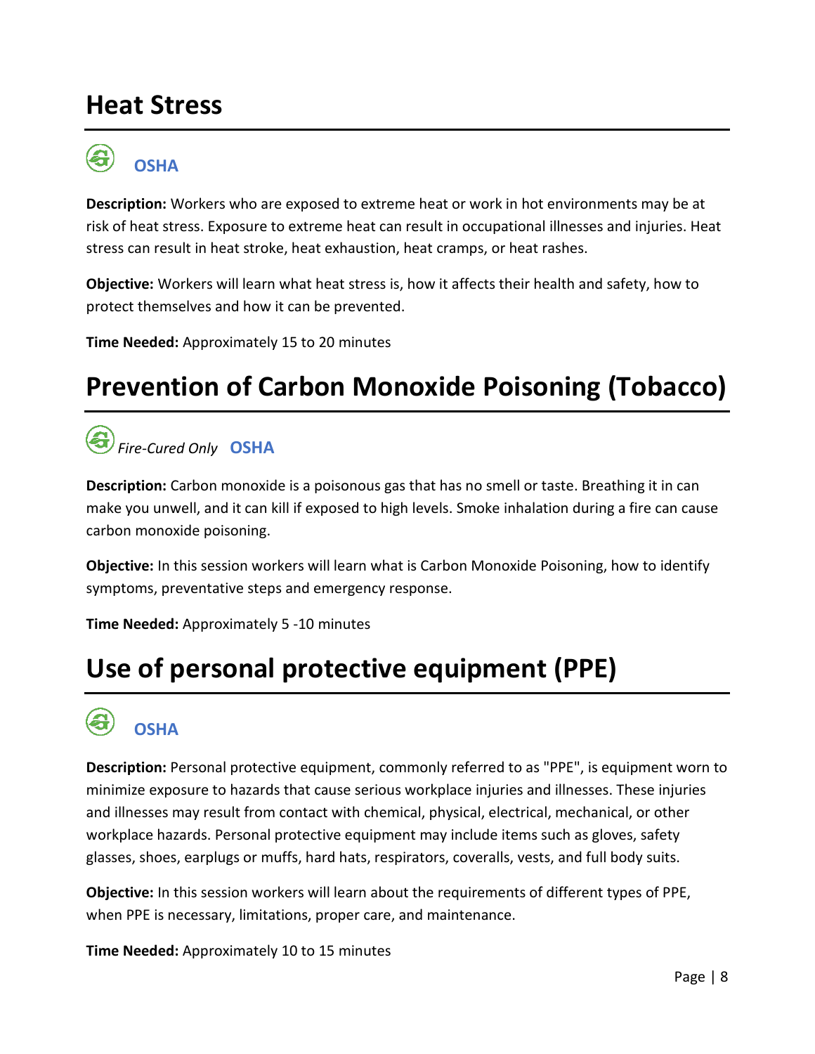# Heat Stress

**OSHA**

**Description:** Workers who are exposed to extreme heat or work in hot environments may be at risk of heat stress. Exposure to extreme heat can result in occupational illnesses and injuries. Heat stress can result in heat stroke, heat exhaustion, heat cramps, or heat rashes.

**Objective:** Workers will learn what heat stress is, how it affects their health and safety, how to protect themselves and how it can be prevented.

**Time Needed:** Approximately 15 to 20 minutes

# Prevention of Carbon Monoxide Poisoning (Tobacco)

*Fire-Cured Only* **OSHA**

**Description:** Carbon monoxide is a poisonous gas that has no smell or taste. Breathing it in can make you unwell, and it can kill if exposed to high levels. Smoke inhalation during a fire can cause carbon monoxide poisoning.

**Objective:** In this session workers will learn what is Carbon Monoxide Poisoning, how to identify symptoms, preventative steps and emergency response.

**Time Needed:** Approximately 5 -10 minutes

# Use of personal protective equipment (PPE)

**OSHA**

**Description:** Personal protective equipment, commonly referred to as "PPE", is equipment worn to minimize exposure to hazards that cause serious workplace injuries and illnesses. These injuries and illnesses may result from contact with chemical, physical, electrical, mechanical, or other workplace hazards. Personal protective equipment may include items such as gloves, safety glasses, shoes, earplugs or muffs, hard hats, respirators, coveralls, vests, and full body suits.

**Objective:** In this session workers will learn about the requirements of different types of PPE, when PPE is necessary, limitations, proper care, and maintenance.

**Time Needed:** Approximately 10 to 15 minutes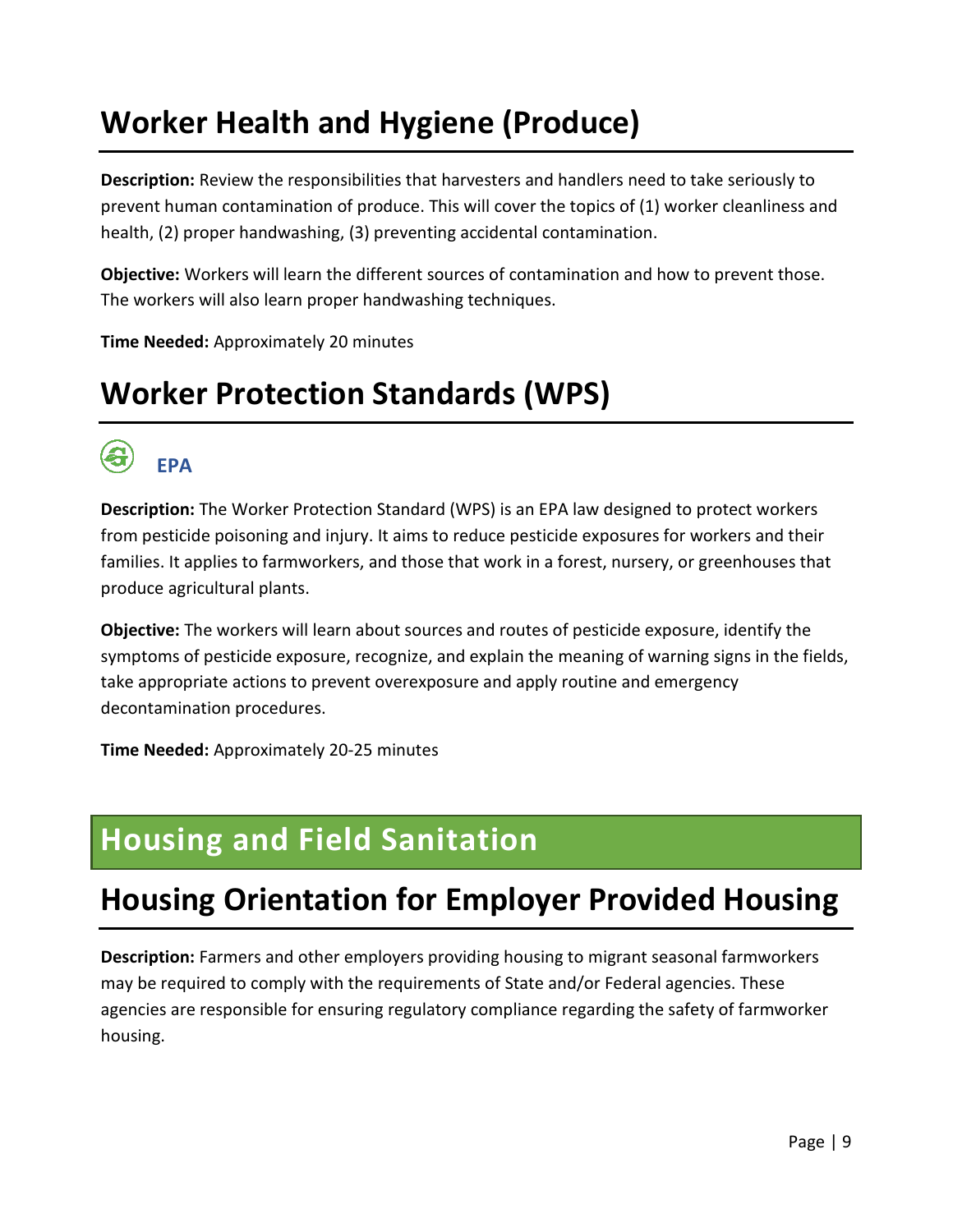# Worker Health and Hygiene (Produce)

**Description:** Review the responsibilities that harvesters and handlers need to take seriously to prevent human contamination of produce. This will cover the topics of (1) worker cleanliness and health, (2) proper handwashing, (3) preventing accidental contamination.

**Objective:** Workers will learn the different sources of contamination and how to prevent those. The workers will also learn proper handwashing techniques.

**Time Needed:** Approximately 20 minutes

# Worker Protection Standards (WPS)

**EPA**

**Description:** The Worker Protection Standard (WPS) is an EPA law designed to protect workers from pesticide poisoning and injury. It aims to reduce pesticide exposures for workers and their families. It applies to farmworkers, and those that work in a forest, nursery, or greenhouses that produce agricultural plants.

**Objective:** The workers will learn about sources and routes of pesticide exposure, identify the symptoms of pesticide exposure, recognize, and explain the meaning of warning signs in the fields, take appropriate actions to prevent overexposure and apply routine and emergency decontamination procedures.

**Time Needed:** Approximately 20-25 minutes

# Housing and Field Sanitation

# Housing Orientation for Employer Provided Housing

**Description:** Farmers and other employers providing housing to migrant seasonal farmworkers may be required to comply with the requirements of State and/or Federal agencies. These agencies are responsible for ensuring regulatory compliance regarding the safety of farmworker housing.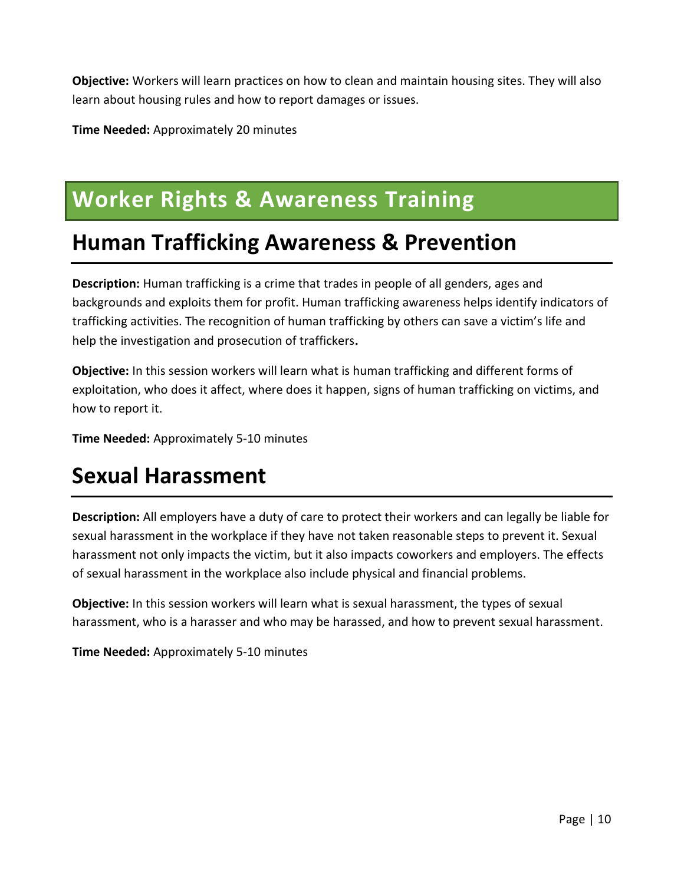**Objective:** Workers will learn practices on how to clean and maintain housing sites. They will also learn about housing rules and how to report damages or issues.

**Time Needed:** Approximately 20 minutes

# Worker Rights & Awareness Training

## Human Trafficking Awareness & Prevention

**Description:** Human trafficking is a crime that trades in people of all genders, ages and backgrounds and exploits them for profit. Human trafficking awareness helps identify indicators of trafficking activities. The recognition of human trafficking by others can save a victim's life and help the investigation and prosecution of traffickers**.**

**Objective:** In this session workers will learn what is human trafficking and different forms of exploitation, who does it affect, where does it happen, signs of human trafficking on victims, and how to report it.

**Time Needed:** Approximately 5-10 minutes

## Sexual Harassment

**Description:** All employers have a duty of care to protect their workers and can legally be liable for sexual harassment in the workplace if they have not taken reasonable steps to prevent it. Sexual harassment not only impacts the victim, but it also impacts coworkers and employers. The effects of sexual harassment in the workplace also include physical and financial problems.

**Objective:** In this session workers will learn what is sexual harassment, the types of sexual harassment, who is a harasser and who may be harassed, and how to prevent sexual harassment.

**Time Needed:** Approximately 5-10 minutes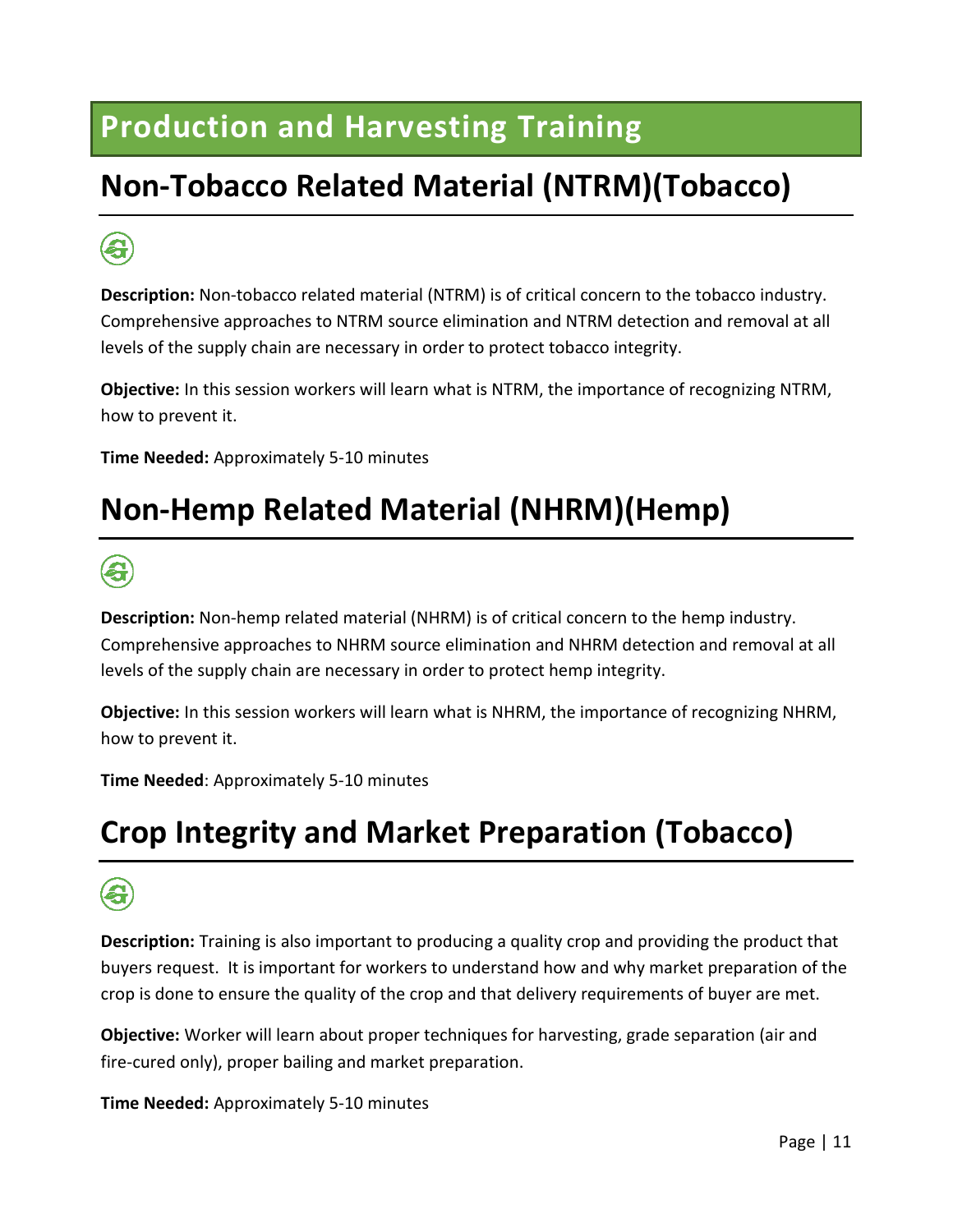# Production and Harvesting Training

## Non-Tobacco Related Material (NTRM)(Tobacco)

**Description:** Non-tobacco related material (NTRM) is of critical concern to the tobacco industry. Comprehensive approaches to NTRM source elimination and NTRM detection and removal at all levels of the supply chain are necessary in order to protect tobacco integrity.

**Objective:** In this session workers will learn what is NTRM, the importance of recognizing NTRM, how to prevent it.

**Time Needed:** Approximately 5-10 minutes

## Non-Hemp Related Material (NHRM)(Hemp)

**Description:** Non-hemp related material (NHRM) is of critical concern to the hemp industry. Comprehensive approaches to NHRM source elimination and NHRM detection and removal at all levels of the supply chain are necessary in order to protect hemp integrity.

**Objective:** In this session workers will learn what is NHRM, the importance of recognizing NHRM, how to prevent it.

**Time Needed**: Approximately 5-10 minutes

## Crop Integrity and Market Preparation (Tobacco)

**Description:** Training is also important to producing a quality crop and providing the product that buyers request. It is important for workers to understand how and why market preparation of the crop is done to ensure the quality of the crop and that delivery requirements of buyer are met.

**Objective:** Worker will learn about proper techniques for harvesting, grade separation (air and fire-cured only), proper bailing and market preparation.

**Time Needed:** Approximately 5-10 minutes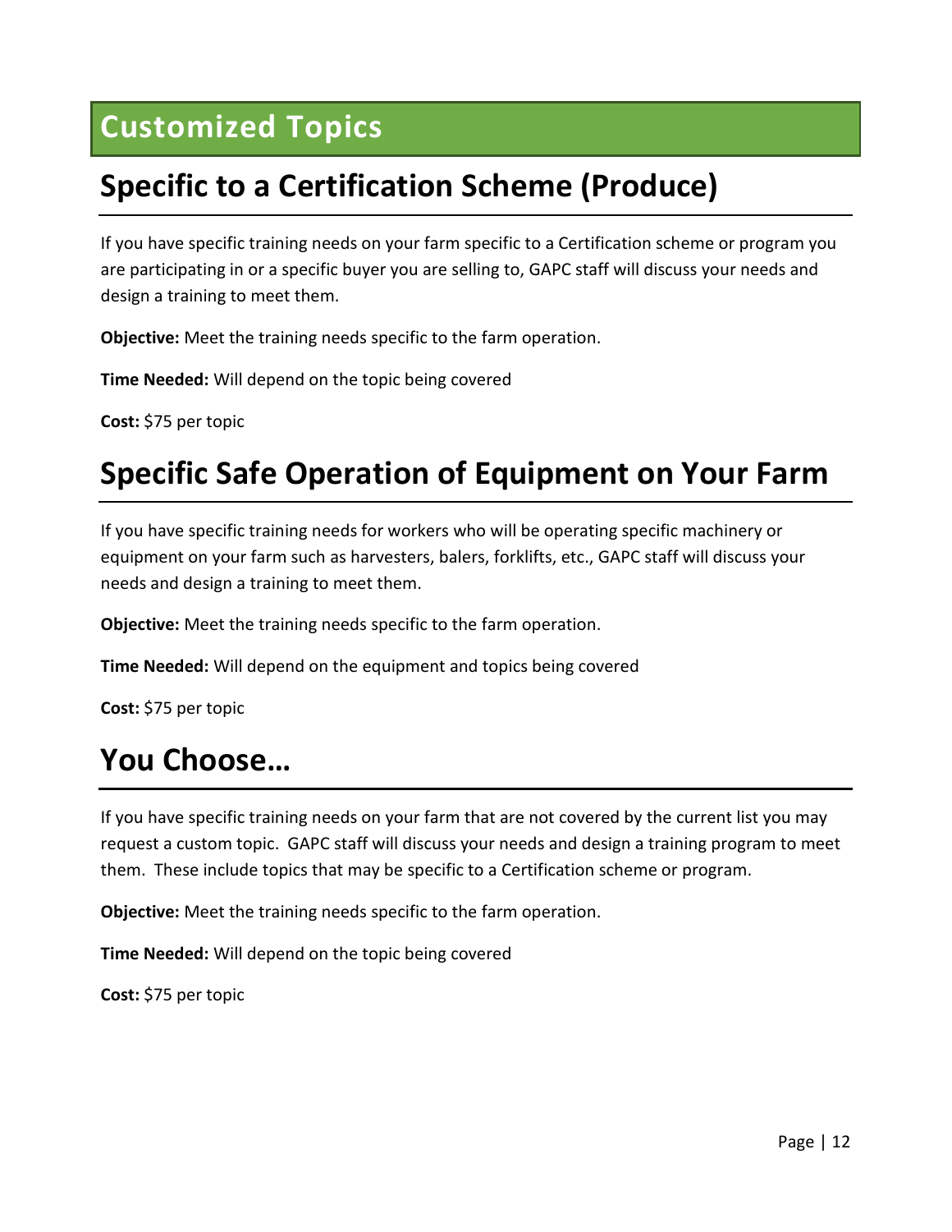# Customized Topics

## Specific to a Certification Scheme (Produce)

If you have specific training needs on your farm specific to a Certification scheme or program you are participating in or a specific buyer you are selling to, GAPC staff will discuss your needs and design a training to meet them.

**Objective:** Meet the training needs specific to the farm operation.

**Time Needed:** Will depend on the topic being covered

**Cost:** $75 per topic

## Specific Safe Operation of Equipment on Your Farm

If you have specific training needs for workers who will be operating specific machinery or equipment on your farm such as harvesters, balers, forklifts, etc., GAPC staff will discuss your needs and design a training to meet them.

**Objective:** Meet the training needs specific to the farm operation.

**Time Needed:** Will depend on the equipment and topics being covered

**Cost:** $75 per topic

## You Choose…

If you have specific training needs on your farm that are not covered by the current list you may request a custom topic. GAPC staff will discuss your needs and design a training program to meet them. These include topics that may be specific to a Certification scheme or program.

**Objective:** Meet the training needs specific to the farm operation.

**Time Needed:** Will depend on the topic being covered

**Cost:** $75 per topic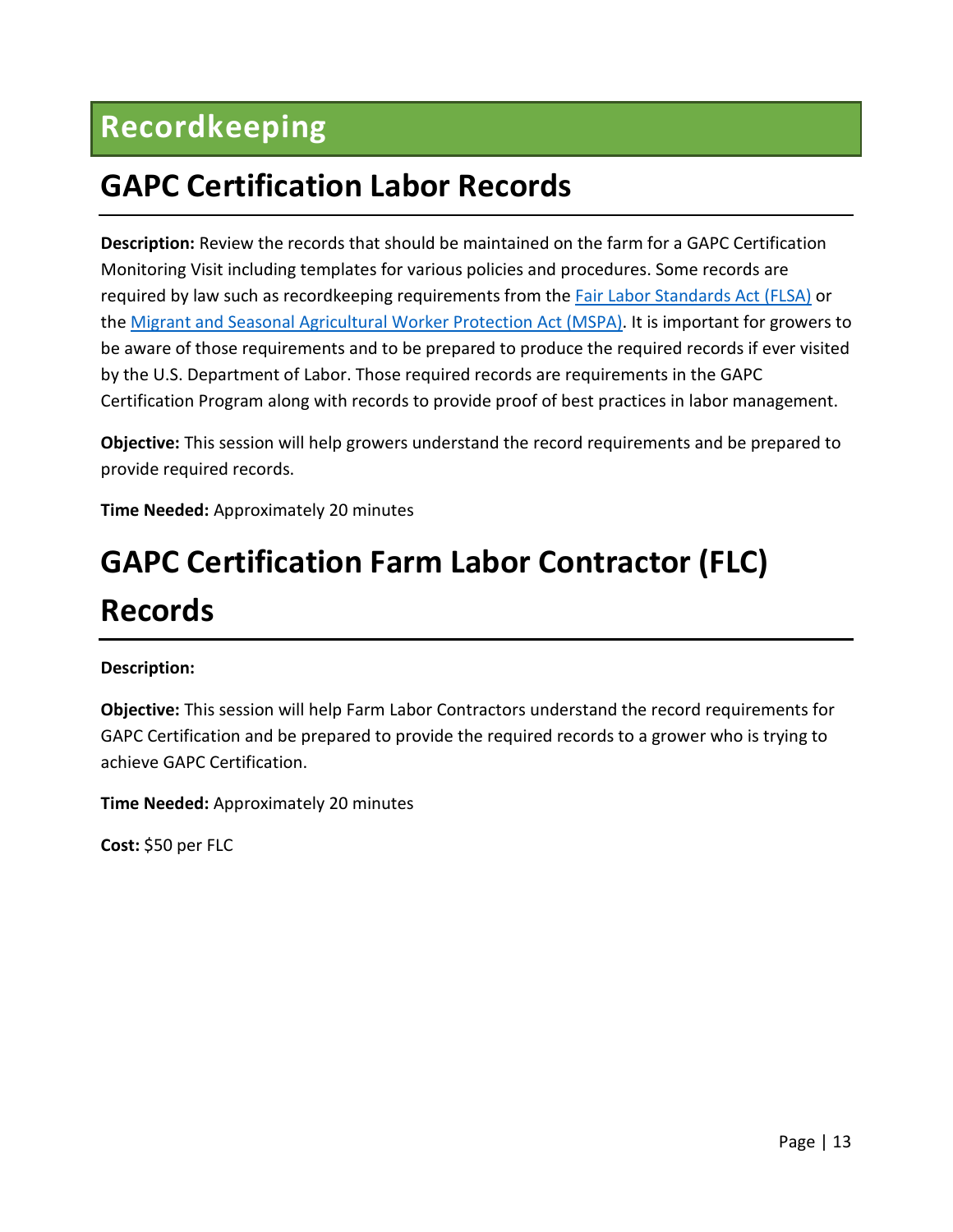# Recordkeeping

## GAPC Certification Labor Records

**Description:** Review the records that should be maintained on the farm for a GAPC Certification Monitoring Visit including templates for various policies and procedures. Some records are required by law such as recordkeeping requirements from the Fair Labor Standards Act (FLSA) or the Migrant and Seasonal Agricultural Worker Protection Act (MSPA). It is important for growers to be aware of those requirements and to be prepared to produce the required records if ever visited by the U.S. Department of Labor. Those required records are requirements in the GAPC Certification Program along with records to provide proof of best practices in labor management.

**Objective:** This session will help growers understand the record requirements and be prepared to provide required records.

**Time Needed:** Approximately 20 minutes

## GAPC Certification Farm Labor Contractor (FLC) Records

**Description:**

**Objective:** This session will help Farm Labor Contractors understand the record requirements for GAPC Certification and be prepared to provide the required records to a grower who is trying to achieve GAPC Certification.

**Time Needed:** Approximately 20 minutes

**Cost:** $50 per FLC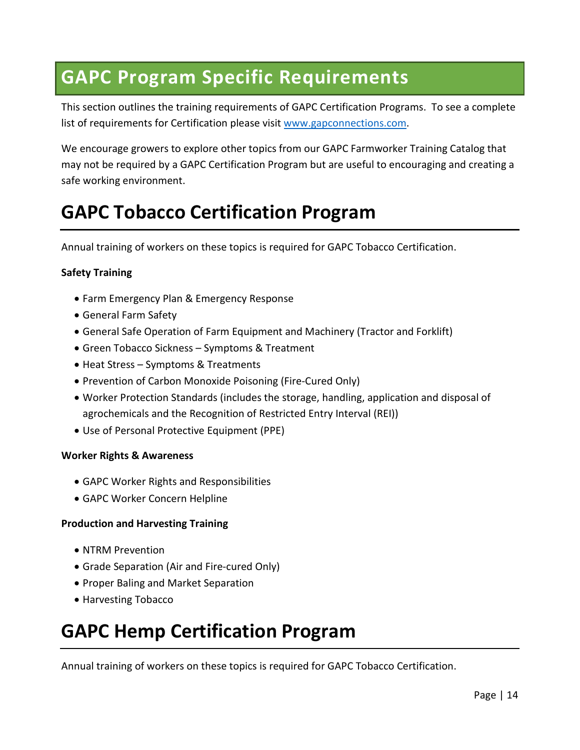# GAPC Program Specific Requirements

This section outlines the training requirements of GAPC Certification Programs. To see a complete list of requirements for Certification please visit [www.gapconnections.com](http://www.gapconnections.com).

We encourage growers to explore other topics from our GAPC Farmworker Training Catalog that may not be required by a GAPC Certification Program but are useful to encouraging and creating a safe working environment.

## GAPC Tobacco Certification Program

Annual training of workers on these topics is required for GAPC Tobacco Certification.

**Safety Training**

- Farm Emergency Plan & Emergency Response
- General Farm Safety
- General Safe Operation of Farm Equipment and Machinery (Tractor and Forklift)
- Green Tobacco Sickness – Symptoms & Treatment
- Heat Stress – Symptoms & Treatments
- Prevention of Carbon Monoxide Poisoning (Fire-Cured Only)
- Worker Protection Standards (includes the storage, handling, application and disposal of agrochemicals and the Recognition of Restricted Entry Interval (REI))
- Use of Personal Protective Equipment (PPE)

**Worker Rights & Awareness**

- GAPC Worker Rights and Responsibilities
- GAPC Worker Concern Helpline

**Production and Harvesting Training**

- NTRM Prevention
- Grade Separation (Air and Fire-cured Only)
- Proper Baling and Market Separation
- Harvesting Tobacco

## GAPC Hemp Certification Program

Annual training of workers on these topics is required for GAPC Tobacco Certification.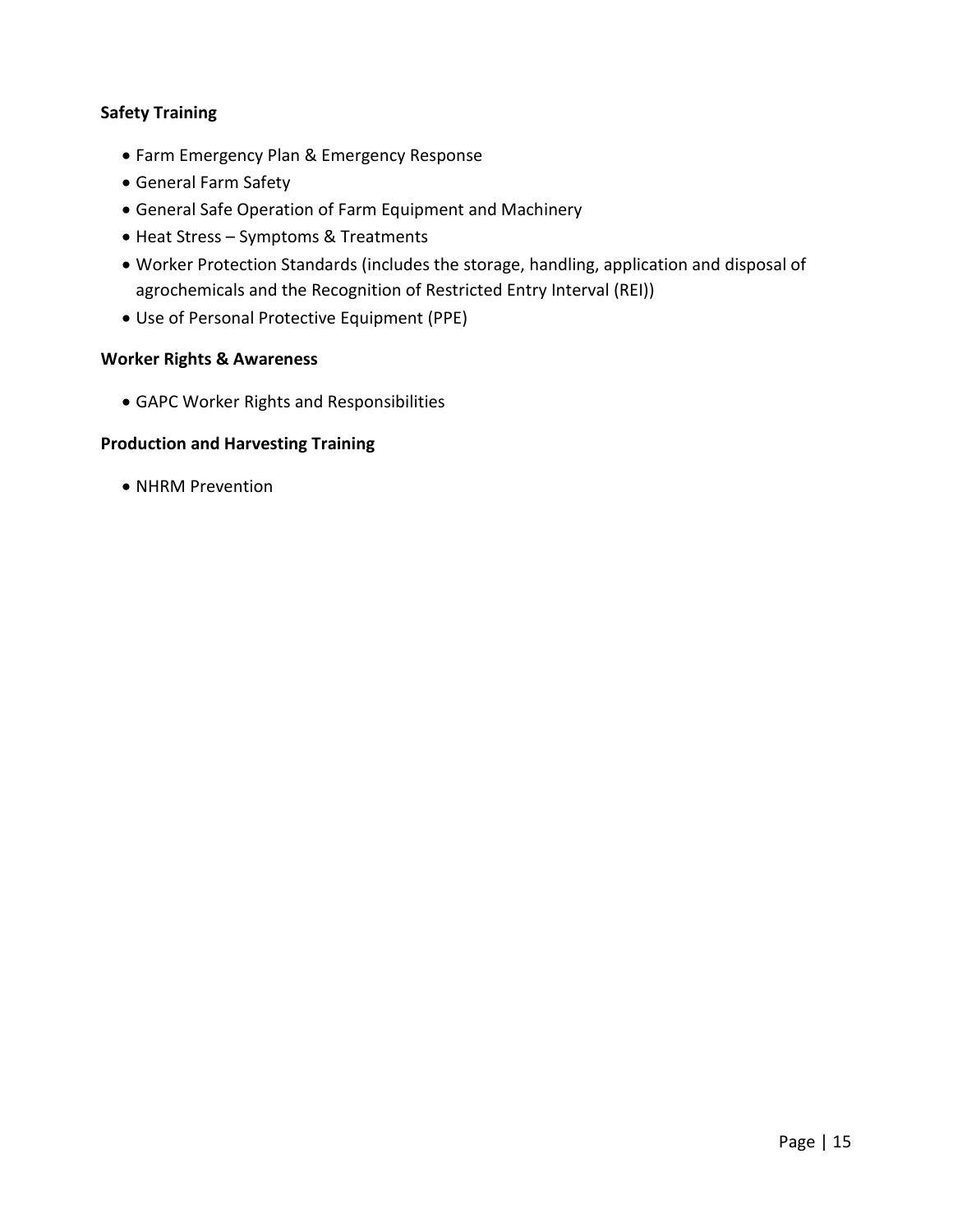**Safety Training**

- Farm Emergency Plan & Emergency Response
- General Farm Safety
- General Safe Operation of Farm Equipment and Machinery
- Heat Stress – Symptoms & Treatments
- Worker Protection Standards (includes the storage, handling, application and disposal of agrochemicals and the Recognition of Restricted Entry Interval (REI))
- Use of Personal Protective Equipment (PPE)

**Worker Rights & Awareness**

- GAPC Worker Rights and Responsibilities

**Production and Harvesting Training**

- NHRM Prevention